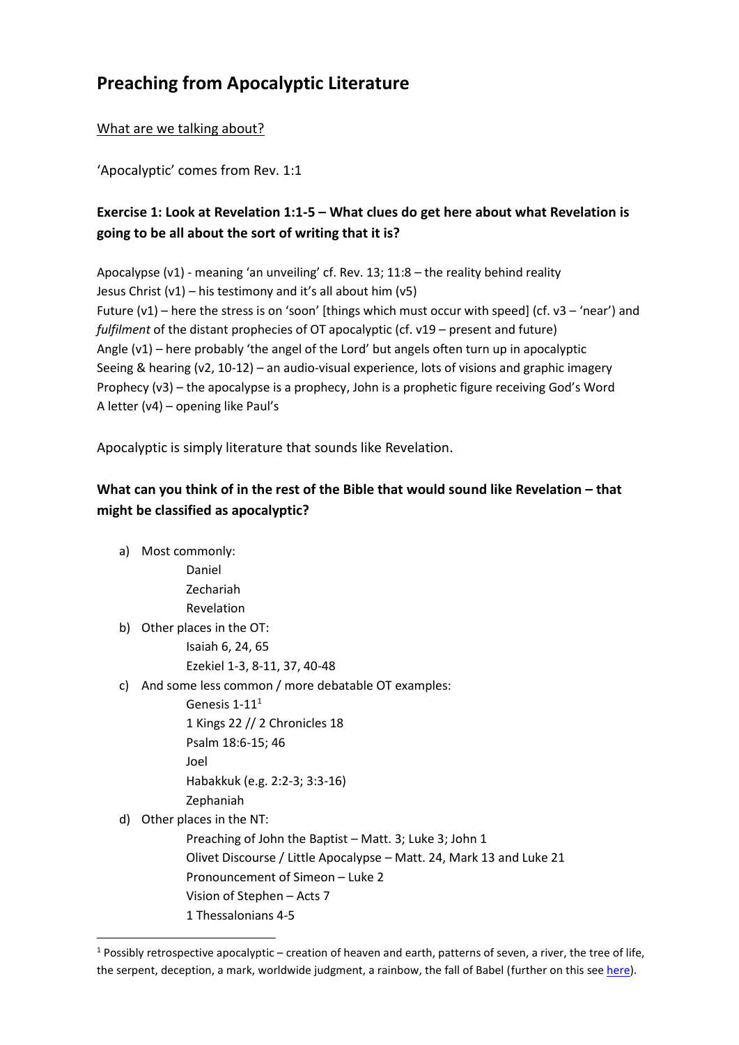# Preaching from Apocalyptic Literature

What are we talking about?

'Apocalyptic' comes from Rev. 1:1

### Exercise 1: Look at Revelation 1:1-5 – What clues do get here about what Revelation is going to be all about the sort of writing that it is?

Apocalypse (v1) - meaning 'an unveiling' cf. Rev. 13; 11:8 – the reality behind reality
Jesus Christ (v1) – his testimony and it's all about him (v5)
Future (v1) – here the stress is on 'soon' [things which must occur with speed] (cf. v3 – 'near') and *fulfilment* of the distant prophecies of OT apocalyptic (cf. v19 – present and future)
Angle (v1) – here probably 'the angel of the Lord' but angels often turn up in apocalyptic
Seeing & hearing (v2, 10-12) – an audio-visual experience, lots of visions and graphic imagery
Prophecy (v3) – the apocalypse is a prophecy, John is a prophetic figure receiving God's Word
A letter (v4) – opening like Paul's

Apocalyptic is simply literature that sounds like Revelation.

### What can you think of in the rest of the Bible that would sound like Revelation – that might be classified as apocalyptic?

a) Most commonly:
   - Daniel
   - Zechariah
   - Revelation
b) Other places in the OT:
   - Isaiah 6, 24, 65
   - Ezekiel 1-3, 8-11, 37, 40-48
c) And some less common / more debatable OT examples:
   - Genesis 1-11[1]
   - 1 Kings 22 // 2 Chronicles 18
   - Psalm 18:6-15; 46
   - Joel
   - Habakkuk (e.g. 2:2-3; 3:3-16)
   - Zephaniah
d) Other places in the NT:
   - Preaching of John the Baptist – Matt. 3; Luke 3; John 1
   - Olivet Discourse / Little Apocalypse – Matt. 24, Mark 13 and Luke 21
   - Pronouncement of Simeon – Luke 2
   - Vision of Stephen – Acts 7
   - 1 Thessalonians 4-5

---

[1] Possibly retrospective apocalyptic – creation of heaven and earth, patterns of seven, a river, the tree of life, the serpent, deception, a mark, worldwide judgment, a rainbow, the fall of Babel (further on this see here).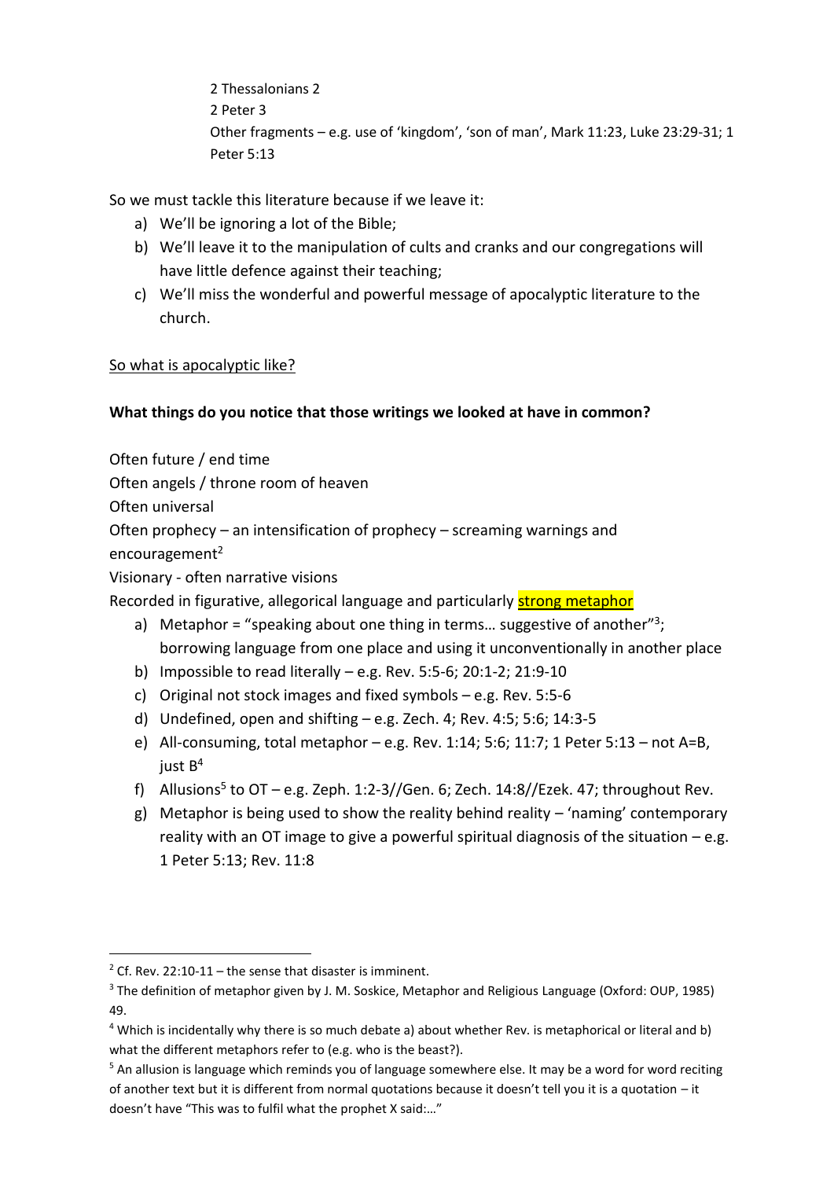2 Thessalonians 2
2 Peter 3
Other fragments – e.g. use of 'kingdom', 'son of man', Mark 11:23, Luke 23:29-31; 1 Peter 5:13

So we must tackle this literature because if we leave it:

a) We'll be ignoring a lot of the Bible;
b) We'll leave it to the manipulation of cults and cranks and our congregations will have little defence against their teaching;
c) We'll miss the wonderful and powerful message of apocalyptic literature to the church.

<u>So what is apocalyptic like?</u>

**What things do you notice that those writings we looked at have in common?**

Often future / end time
Often angels / throne room of heaven
Often universal
Often prophecy – an intensification of prophecy – screaming warnings and encouragement[2]
Visionary - often narrative visions
Recorded in figurative, allegorical language and particularly strong metaphor

a) Metaphor = "speaking about one thing in terms… suggestive of another"[3]; borrowing language from one place and using it unconventionally in another place
b) Impossible to read literally – e.g. Rev. 5:5-6; 20:1-2; 21:9-10
c) Original not stock images and fixed symbols – e.g. Rev. 5:5-6
d) Undefined, open and shifting – e.g. Zech. 4; Rev. 4:5; 5:6; 14:3-5
e) All-consuming, total metaphor – e.g. Rev. 1:14; 5:6; 11:7; 1 Peter 5:13 – not A=B, just B[4]
f) Allusions[5] to OT – e.g. Zeph. 1:2-3//Gen. 6; Zech. 14:8//Ezek. 47; throughout Rev.
g) Metaphor is being used to show the reality behind reality – 'naming' contemporary reality with an OT image to give a powerful spiritual diagnosis of the situation – e.g. 1 Peter 5:13; Rev. 11:8

---

[2] Cf. Rev. 22:10-11 – the sense that disaster is imminent.

[3] The definition of metaphor given by J. M. Soskice, Metaphor and Religious Language (Oxford: OUP, 1985) 49.

[4] Which is incidentally why there is so much debate a) about whether Rev. is metaphorical or literal and b) what the different metaphors refer to (e.g. who is the beast?).

[5] An allusion is language which reminds you of language somewhere else. It may be a word for word reciting of another text but it is different from normal quotations because it doesn't tell you it is a quotation – it doesn't have "This was to fulfil what the prophet X said:…"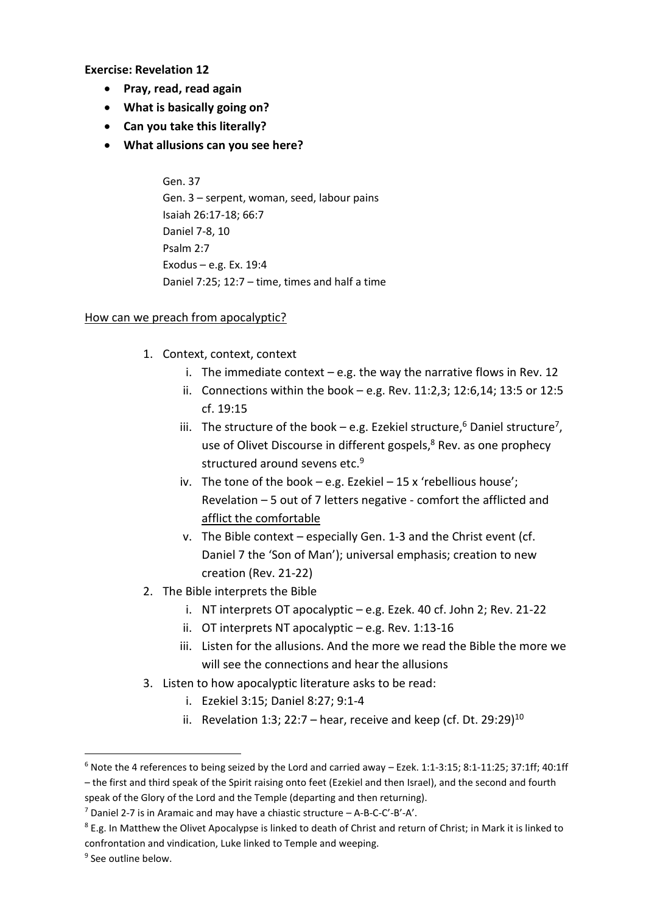**Exercise: Revelation 12**

- **Pray, read, read again**
- **What is basically going on?**
- **Can you take this literally?**
- **What allusions can you see here?**

> Gen. 37
> Gen. 3 – serpent, woman, seed, labour pains
> Isaiah 26:17-18; 66:7
> Daniel 7-8, 10
> Psalm 2:7
> Exodus – e.g. Ex. 19:4
> Daniel 7:25; 12:7 – time, times and half a time

<u>How can we preach from apocalyptic?</u>

1. Context, context, context
   - i. The immediate context – e.g. the way the narrative flows in Rev. 12
   - ii. Connections within the book – e.g. Rev. 11:2,3; 12:6,14; 13:5 or 12:5 cf. 19:15
   - iii. The structure of the book – e.g. Ezekiel structure,[6] Daniel structure[7], use of Olivet Discourse in different gospels,[8] Rev. as one prophecy structured around sevens etc.[9]
   - iv. The tone of the book – e.g. Ezekiel – 15 x 'rebellious house'; Revelation – 5 out of 7 letters negative - comfort the afflicted and <u>afflict the comfortable</u>
   - v. The Bible context – especially Gen. 1-3 and the Christ event (cf. Daniel 7 the 'Son of Man'); universal emphasis; creation to new creation (Rev. 21-22)
2. The Bible interprets the Bible
   - i. NT interprets OT apocalyptic – e.g. Ezek. 40 cf. John 2; Rev. 21-22
   - ii. OT interprets NT apocalyptic – e.g. Rev. 1:13-16
   - iii. Listen for the allusions. And the more we read the Bible the more we will see the connections and hear the allusions
3. Listen to how apocalyptic literature asks to be read:
   - i. Ezekiel 3:15; Daniel 8:27; 9:1-4
   - ii. Revelation 1:3; 22:7 – hear, receive and keep (cf. Dt. 29:29)[10]

---

[6] Note the 4 references to being seized by the Lord and carried away – Ezek. 1:1-3:15; 8:1-11:25; 37:1ff; 40:1ff – the first and third speak of the Spirit raising onto feet (Ezekiel and then Israel), and the second and fourth speak of the Glory of the Lord and the Temple (departing and then returning).

[7] Daniel 2-7 is in Aramaic and may have a chiastic structure – A-B-C-C'-B'-A'.

[8] E.g. In Matthew the Olivet Apocalypse is linked to death of Christ and return of Christ; in Mark it is linked to confrontation and vindication, Luke linked to Temple and weeping.

[9] See outline below.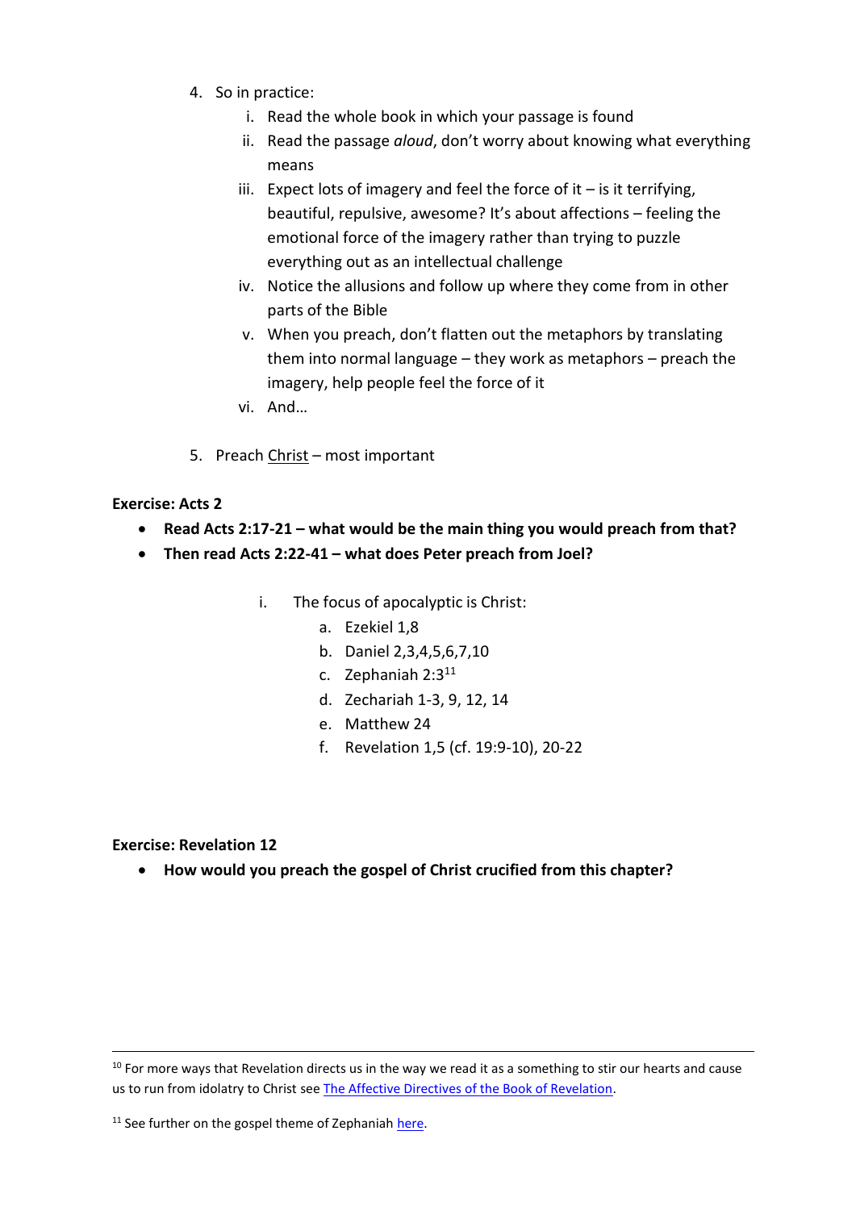4. So in practice:
    i. Read the whole book in which your passage is found
    ii. Read the passage *aloud*, don't worry about knowing what everything means
    iii. Expect lots of imagery and feel the force of it – is it terrifying, beautiful, repulsive, awesome? It's about affections – feeling the emotional force of the imagery rather than trying to puzzle everything out as an intellectual challenge
    iv. Notice the allusions and follow up where they come from in other parts of the Bible
    v. When you preach, don't flatten out the metaphors by translating them into normal language – they work as metaphors – preach the imagery, help people feel the force of it
    vi. And…

5. Preach <u>Christ</u> – most important

**Exercise: Acts 2**

- **Read Acts 2:17-21 – what would be the main thing you would preach from that?**
- **Then read Acts 2:22-41 – what does Peter preach from Joel?**

    i. The focus of apocalyptic is Christ:
        a. Ezekiel 1,8
        b. Daniel 2,3,4,5,6,7,10
        c. Zephaniah 2:3[11]
        d. Zechariah 1-3, 9, 12, 14
        e. Matthew 24
        f. Revelation 1,5 (cf. 19:9-10), 20-22

**Exercise: Revelation 12**

- **How would you preach the gospel of Christ crucified from this chapter?**

---

[10] For more ways that Revelation directs us in the way we read it as a something to stir our hearts and cause us to run from idolatry to Christ see [The Affective Directives of the Book of Revelation](#).

[11] See further on the gospel theme of Zephaniah [here](#).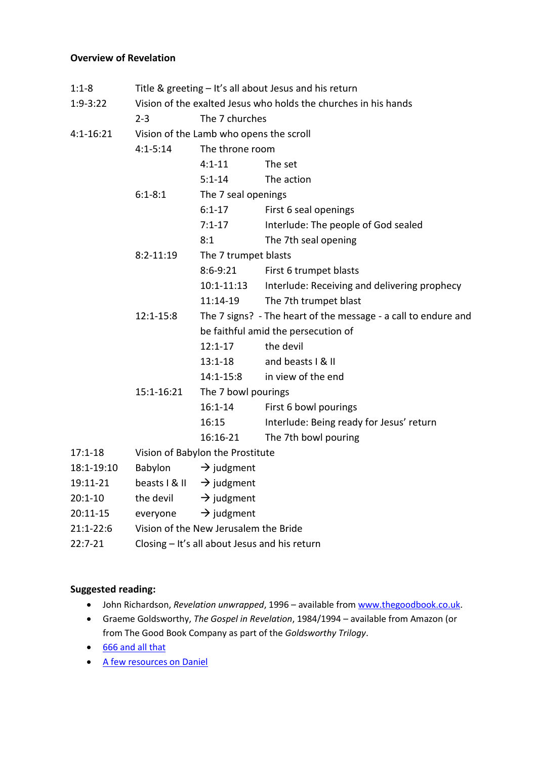**Overview of Revelation**

| | | | |
|---|---|---|---|
| 1:1-8 | Title & greeting – It's all about Jesus and his return | | |
| 1:9-3:22 | Vision of the exalted Jesus who holds the churches in his hands | | |
| | 2-3 | The 7 churches | |
| 4:1-16:21 | Vision of the Lamb who opens the scroll | | |
| | 4:1-5:14 | The throne room | |
| | | 4:1-11 | The set |
| | | 5:1-14 | The action |
| | 6:1-8:1 | The 7 seal openings | |
| | | 6:1-17 | First 6 seal openings |
| | | 7:1-17 | Interlude: The people of God sealed |
| | | 8:1 | The 7th seal opening |
| | 8:2-11:19 | The 7 trumpet blasts | |
| | | 8:6-9:21 | First 6 trumpet blasts |
| | | 10:1-11:13 | Interlude: Receiving and delivering prophecy |
| | | 11:14-19 | The 7th trumpet blast |
| | 12:1-15:8 | The 7 signs? - The heart of the message - a call to endure and be faithful amid the persecution of | |
| | | 12:1-17 | the devil |
| | | 13:1-18 | and beasts I & II |
| | | 14:1-15:8 | in view of the end |
| | 15:1-16:21 | The 7 bowl pourings | |
| | | 16:1-14 | First 6 bowl pourings |
| | | 16:15 | Interlude: Being ready for Jesus' return |
| | | 16:16-21 | The 7th bowl pouring |
| 17:1-18 | Vision of Babylon the Prostitute | | |
| 18:1-19:10 | Babylon | → judgment | |
| 19:11-21 | beasts I & II | → judgment | |
| 20:1-10 | the devil | → judgment | |
| 20:11-15 | everyone | → judgment | |
| 21:1-22:6 | Vision of the New Jerusalem the Bride | | |
| 22:7-21 | Closing – It's all about Jesus and his return | | |

**Suggested reading:**

- John Richardson, *Revelation unwrapped*, 1996 – available from www.thegoodbook.co.uk.
- Graeme Goldsworthy, *The Gospel in Revelation*, 1984/1994 – available from Amazon (or from The Good Book Company as part of the *Goldsworthy Trilogy*.
- 666 and all that
- A few resources on Daniel